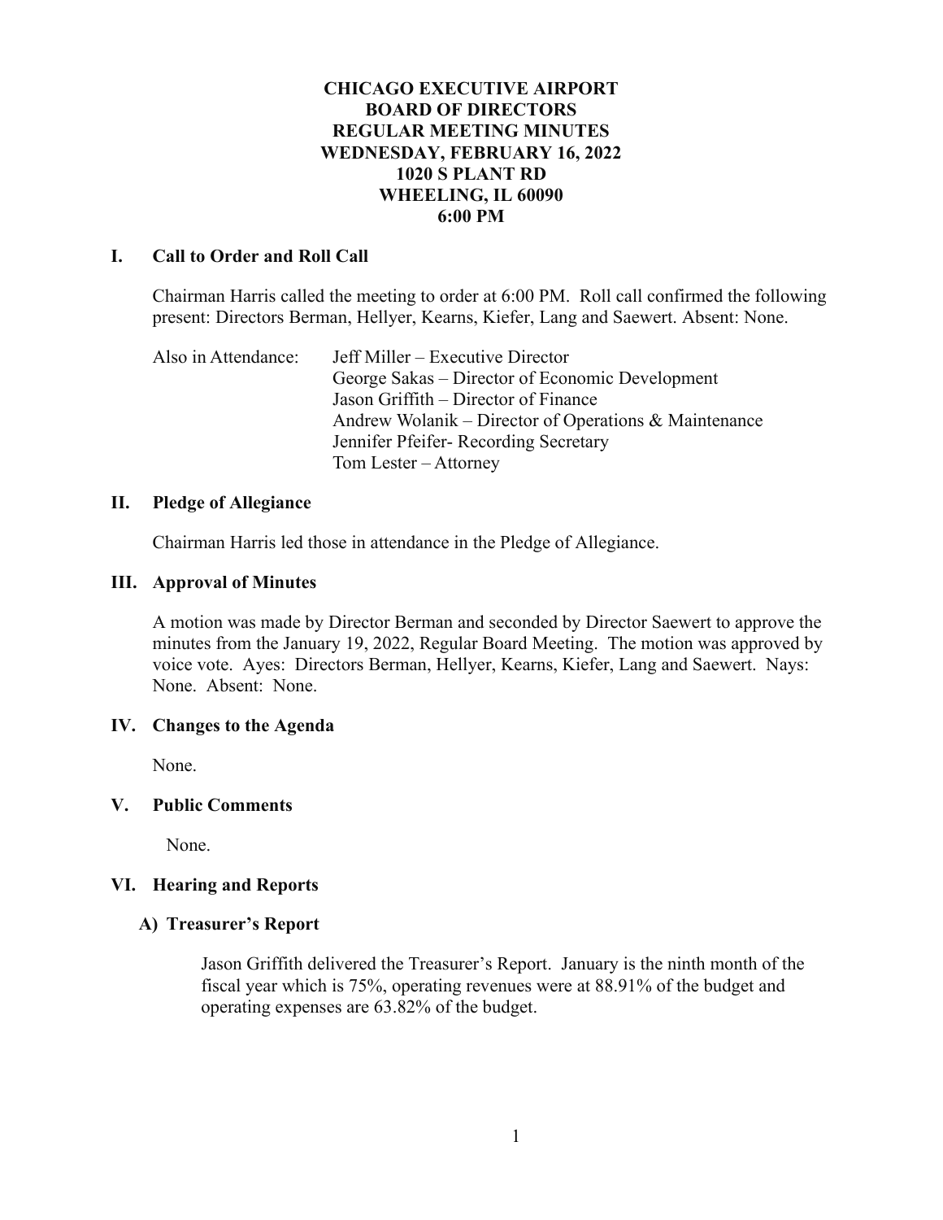# CHICAGO EXECUTIVE AIRPORT
# BOARD OF DIRECTORS
# REGULAR MEETING MINUTES
# WEDNESDAY, FEBRUARY 16, 2022
# 1020 S PLANT RD
# WHEELING, IL 60090
# 6:00 PM

## I. Call to Order and Roll Call

Chairman Harris called the meeting to order at 6:00 PM. Roll call confirmed the following present: Directors Berman, Hellyer, Kearns, Kiefer, Lang and Saewert. Absent: None.

Also in Attendance:
- Jeff Miller – Executive Director
- George Sakas – Director of Economic Development
- Jason Griffith – Director of Finance
- Andrew Wolanik – Director of Operations & Maintenance
- Jennifer Pfeifer- Recording Secretary
- Tom Lester – Attorney

## II. Pledge of Allegiance

Chairman Harris led those in attendance in the Pledge of Allegiance.

## III. Approval of Minutes

A motion was made by Director Berman and seconded by Director Saewert to approve the minutes from the January 19, 2022, Regular Board Meeting. The motion was approved by voice vote. Ayes: Directors Berman, Hellyer, Kearns, Kiefer, Lang and Saewert. Nays: None. Absent: None.

## IV. Changes to the Agenda

None.

## V. Public Comments

None.

## VI. Hearing and Reports

### A) Treasurer's Report

Jason Griffith delivered the Treasurer's Report. January is the ninth month of the fiscal year which is 75%, operating revenues were at 88.91% of the budget and operating expenses are 63.82% of the budget.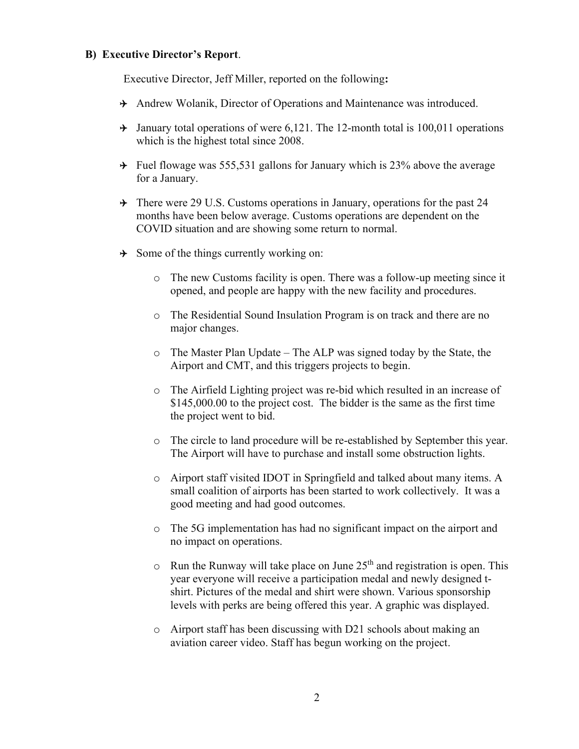**B) Executive Director's Report**.

Executive Director, Jeff Miller, reported on the following**:**

- Andrew Wolanik, Director of Operations and Maintenance was introduced.
- January total operations of were 6,121. The 12-month total is 100,011 operations which is the highest total since 2008.
- Fuel flowage was 555,531 gallons for January which is 23% above the average for a January.
- There were 29 U.S. Customs operations in January, operations for the past 24 months have been below average. Customs operations are dependent on the COVID situation and are showing some return to normal.
- Some of the things currently working on:
    - The new Customs facility is open. There was a follow-up meeting since it opened, and people are happy with the new facility and procedures.
    - The Residential Sound Insulation Program is on track and there are no major changes.
    - The Master Plan Update – The ALP was signed today by the State, the Airport and CMT, and this triggers projects to begin.
    - The Airfield Lighting project was re-bid which resulted in an increase of $145,000.00 to the project cost. The bidder is the same as the first time the project went to bid.
    - The circle to land procedure will be re-established by September this year. The Airport will have to purchase and install some obstruction lights.
    - Airport staff visited IDOT in Springfield and talked about many items. A small coalition of airports has been started to work collectively. It was a good meeting and had good outcomes.
    - The 5G implementation has had no significant impact on the airport and no impact on operations.
    - Run the Runway will take place on June 25th and registration is open. This year everyone will receive a participation medal and newly designed t-shirt. Pictures of the medal and shirt were shown. Various sponsorship levels with perks are being offered this year. A graphic was displayed.
    - Airport staff has been discussing with D21 schools about making an aviation career video. Staff has begun working on the project.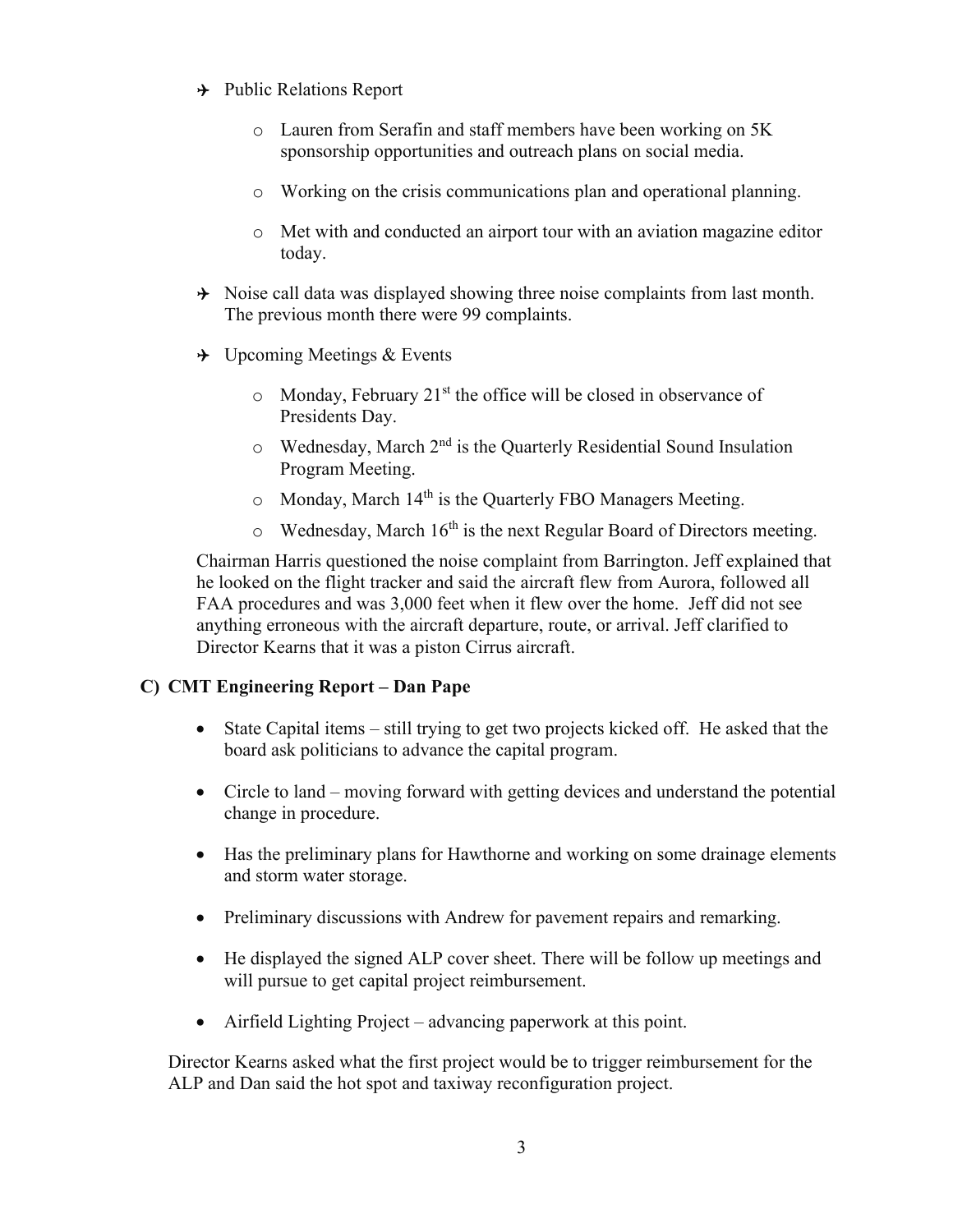- Public Relations Report

  - Lauren from Serafin and staff members have been working on 5K sponsorship opportunities and outreach plans on social media.

  - Working on the crisis communications plan and operational planning.

  - Met with and conducted an airport tour with an aviation magazine editor today.

- Noise call data was displayed showing three noise complaints from last month. The previous month there were 99 complaints.

- Upcoming Meetings & Events

  - Monday, February 21st the office will be closed in observance of Presidents Day.
  - Wednesday, March 2nd is the Quarterly Residential Sound Insulation Program Meeting.
  - Monday, March 14th is the Quarterly FBO Managers Meeting.
  - Wednesday, March 16th is the next Regular Board of Directors meeting.

Chairman Harris questioned the noise complaint from Barrington. Jeff explained that he looked on the flight tracker and said the aircraft flew from Aurora, followed all FAA procedures and was 3,000 feet when it flew over the home. Jeff did not see anything erroneous with the aircraft departure, route, or arrival. Jeff clarified to Director Kearns that it was a piston Cirrus aircraft.

### C) CMT Engineering Report – Dan Pape

- State Capital items – still trying to get two projects kicked off. He asked that the board ask politicians to advance the capital program.

- Circle to land – moving forward with getting devices and understand the potential change in procedure.

- Has the preliminary plans for Hawthorne and working on some drainage elements and storm water storage.

- Preliminary discussions with Andrew for pavement repairs and remarking.

- He displayed the signed ALP cover sheet. There will be follow up meetings and will pursue to get capital project reimbursement.

- Airfield Lighting Project – advancing paperwork at this point.

Director Kearns asked what the first project would be to trigger reimbursement for the ALP and Dan said the hot spot and taxiway reconfiguration project.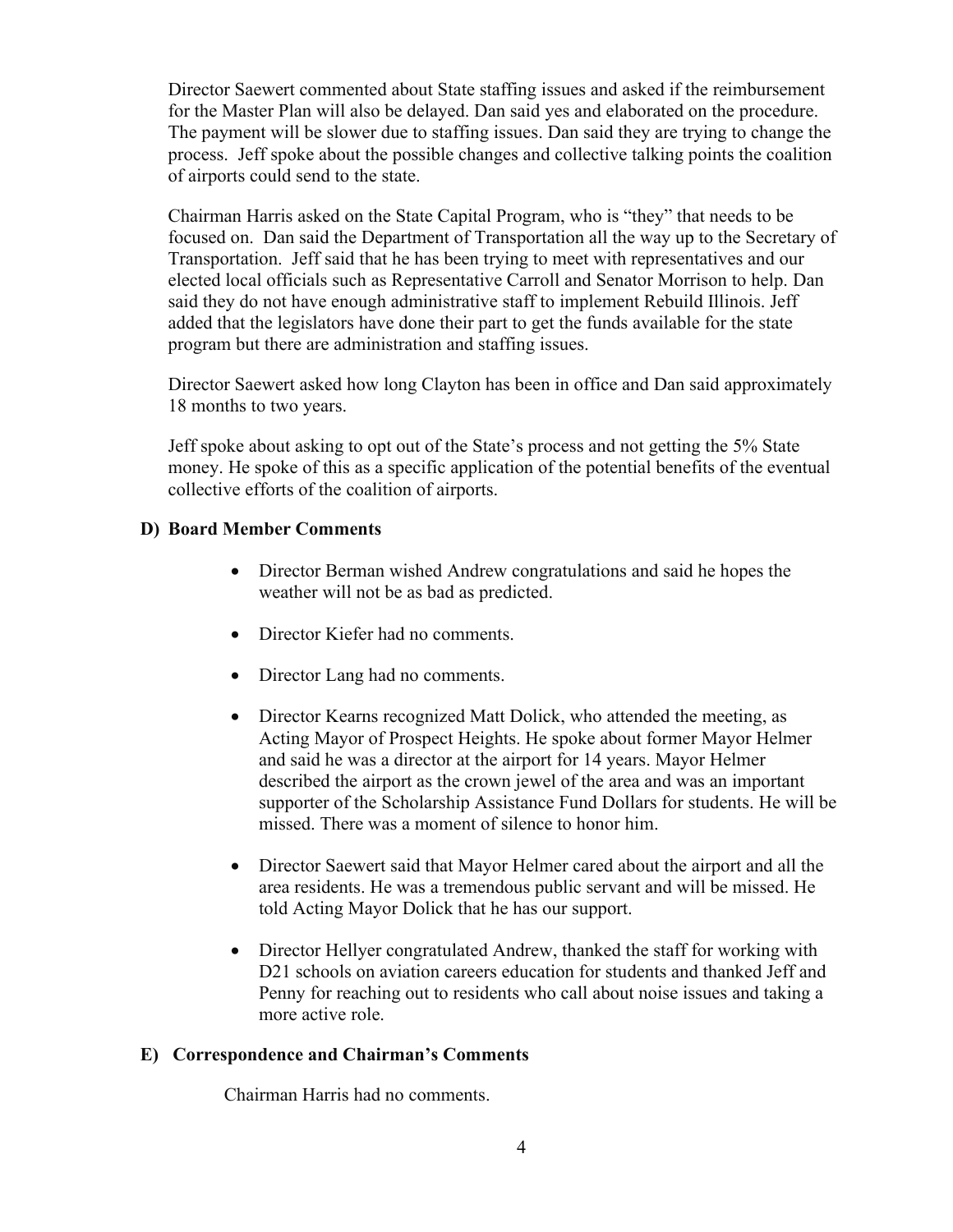Director Saewert commented about State staffing issues and asked if the reimbursement for the Master Plan will also be delayed. Dan said yes and elaborated on the procedure. The payment will be slower due to staffing issues. Dan said they are trying to change the process. Jeff spoke about the possible changes and collective talking points the coalition of airports could send to the state.

Chairman Harris asked on the State Capital Program, who is "they" that needs to be focused on. Dan said the Department of Transportation all the way up to the Secretary of Transportation. Jeff said that he has been trying to meet with representatives and our elected local officials such as Representative Carroll and Senator Morrison to help. Dan said they do not have enough administrative staff to implement Rebuild Illinois. Jeff added that the legislators have done their part to get the funds available for the state program but there are administration and staffing issues.

Director Saewert asked how long Clayton has been in office and Dan said approximately 18 months to two years.

Jeff spoke about asking to opt out of the State's process and not getting the 5% State money. He spoke of this as a specific application of the potential benefits of the eventual collective efforts of the coalition of airports.

### D) Board Member Comments

- Director Berman wished Andrew congratulations and said he hopes the weather will not be as bad as predicted.
- Director Kiefer had no comments.
- Director Lang had no comments.
- Director Kearns recognized Matt Dolick, who attended the meeting, as Acting Mayor of Prospect Heights. He spoke about former Mayor Helmer and said he was a director at the airport for 14 years. Mayor Helmer described the airport as the crown jewel of the area and was an important supporter of the Scholarship Assistance Fund Dollars for students. He will be missed. There was a moment of silence to honor him.
- Director Saewert said that Mayor Helmer cared about the airport and all the area residents. He was a tremendous public servant and will be missed. He told Acting Mayor Dolick that he has our support.
- Director Hellyer congratulated Andrew, thanked the staff for working with D21 schools on aviation careers education for students and thanked Jeff and Penny for reaching out to residents who call about noise issues and taking a more active role.

### E) Correspondence and Chairman's Comments

Chairman Harris had no comments.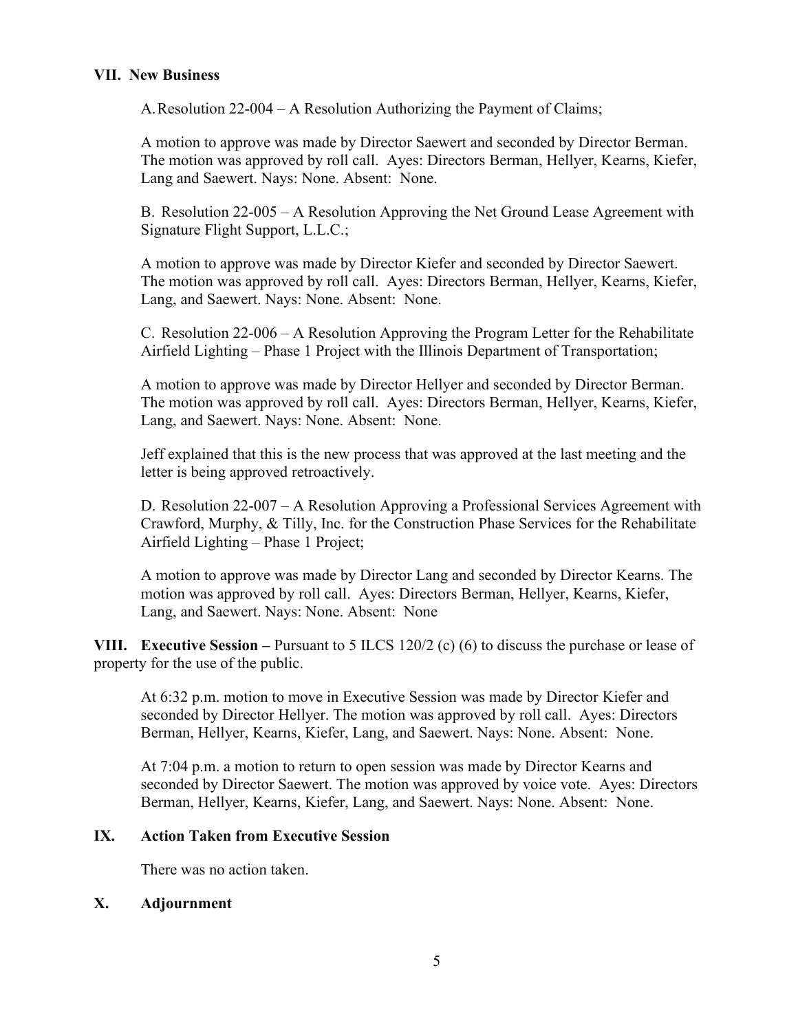## VII. New Business

A. Resolution 22-004 – A Resolution Authorizing the Payment of Claims;

A motion to approve was made by Director Saewert and seconded by Director Berman. The motion was approved by roll call. Ayes: Directors Berman, Hellyer, Kearns, Kiefer, Lang and Saewert. Nays: None. Absent: None.

B. Resolution 22-005 – A Resolution Approving the Net Ground Lease Agreement with Signature Flight Support, L.L.C.;

A motion to approve was made by Director Kiefer and seconded by Director Saewert. The motion was approved by roll call. Ayes: Directors Berman, Hellyer, Kearns, Kiefer, Lang, and Saewert. Nays: None. Absent: None.

C. Resolution 22-006 – A Resolution Approving the Program Letter for the Rehabilitate Airfield Lighting – Phase 1 Project with the Illinois Department of Transportation;

A motion to approve was made by Director Hellyer and seconded by Director Berman. The motion was approved by roll call. Ayes: Directors Berman, Hellyer, Kearns, Kiefer, Lang, and Saewert. Nays: None. Absent: None.

Jeff explained that this is the new process that was approved at the last meeting and the letter is being approved retroactively.

D. Resolution 22-007 – A Resolution Approving a Professional Services Agreement with Crawford, Murphy, & Tilly, Inc. for the Construction Phase Services for the Rehabilitate Airfield Lighting – Phase 1 Project;

A motion to approve was made by Director Lang and seconded by Director Kearns. The motion was approved by roll call. Ayes: Directors Berman, Hellyer, Kearns, Kiefer, Lang, and Saewert. Nays: None. Absent: None

## VIII. Executive Session – Pursuant to 5 ILCS 120/2 (c) (6) to discuss the purchase or lease of property for the use of the public.

At 6:32 p.m. motion to move in Executive Session was made by Director Kiefer and seconded by Director Hellyer. The motion was approved by roll call. Ayes: Directors Berman, Hellyer, Kearns, Kiefer, Lang, and Saewert. Nays: None. Absent: None.

At 7:04 p.m. a motion to return to open session was made by Director Kearns and seconded by Director Saewert. The motion was approved by voice vote. Ayes: Directors Berman, Hellyer, Kearns, Kiefer, Lang, and Saewert. Nays: None. Absent: None.

## IX. Action Taken from Executive Session

There was no action taken.

## X. Adjournment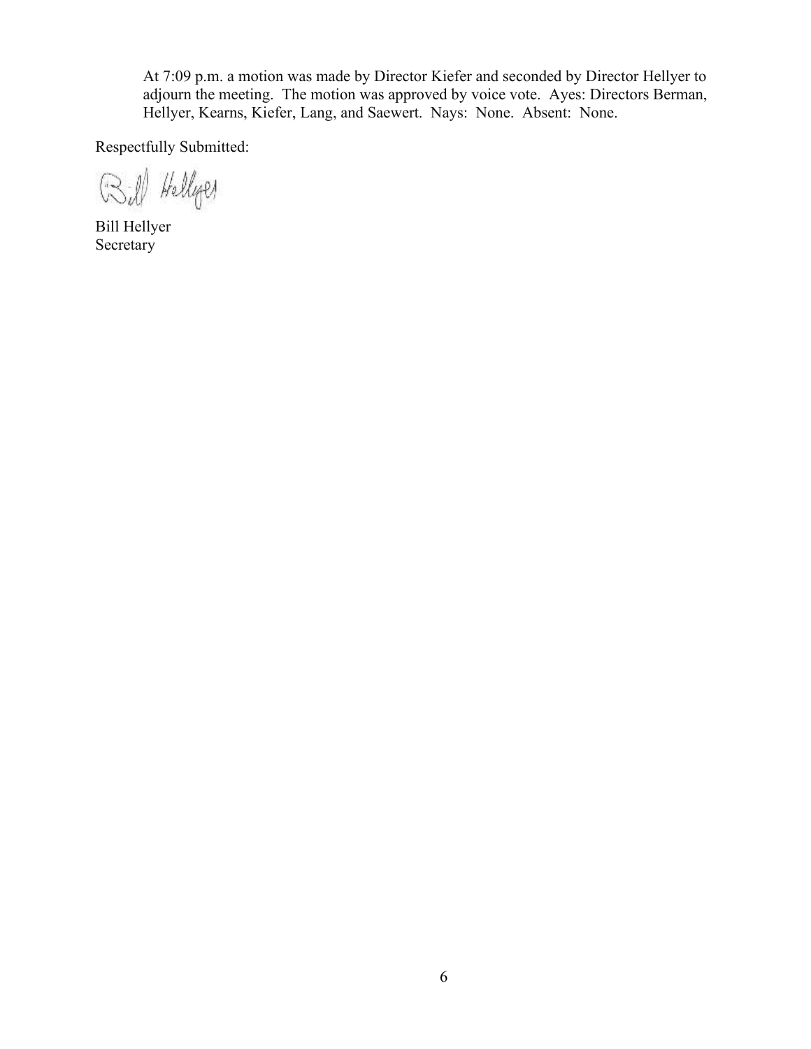At 7:09 p.m. a motion was made by Director Kiefer and seconded by Director Hellyer to adjourn the meeting. The motion was approved by voice vote. Ayes: Directors Berman, Hellyer, Kearns, Kiefer, Lang, and Saewert. Nays: None. Absent: None.

Respectfully Submitted:

Bill Hellyer

Bill Hellyer
Secretary